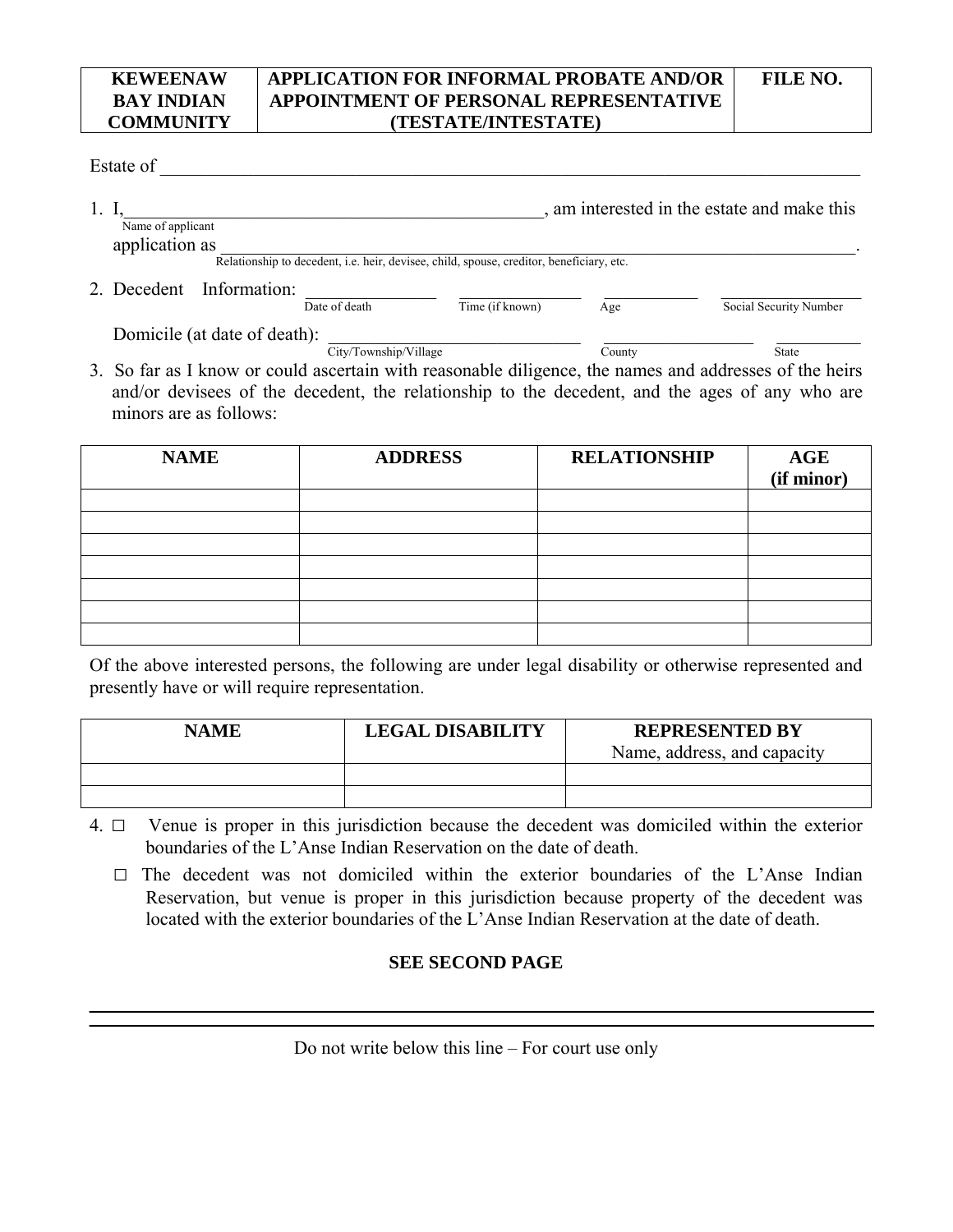| KEWEENAW BAY INDIAN COMMUNITY | APPLICATION FOR INFORMAL PROBATE AND/OR APPOINTMENT OF PERSONAL REPRESENTATIVE (TESTATE/INTESTATE) | FILE NO. |
|---|---|---|

Estate of ______________________________________________________________________________

1. I,______________________________________________, am interested in the estate and make this
   Name of applicant
   application as ______________________________________________________________________________.
   Relationship to decedent, i.e. heir, devisee, child, spouse, creditor, beneficiary, etc.

2. Decedent Information: _______________ _______________ ___________ ___________________
   Date of death Time (if known) Age Social Security Number

   Domicile (at date of death): ______________________________ _________________ __________
   City/Township/Village County State

3. So far as I know or could ascertain with reasonable diligence, the names and addresses of the heirs and/or devisees of the decedent, the relationship to the decedent, and the ages of any who are minors are as follows:

| NAME | ADDRESS | RELATIONSHIP | AGE (if minor) |
|---|---|---|---|
| | | | |
| | | | |
| | | | |
| | | | |
| | | | |
| | | | |
| | | | |

Of the above interested persons, the following are under legal disability or otherwise represented and presently have or will require representation.

| NAME | LEGAL DISABILITY | REPRESENTED BY Name, address, and capacity |
|---|---|---|
| | | |
| | | |

4. ☐ Venue is proper in this jurisdiction because the decedent was domiciled within the exterior boundaries of the L'Anse Indian Reservation on the date of death.

   ☐ The decedent was not domiciled within the exterior boundaries of the L'Anse Indian Reservation, but venue is proper in this jurisdiction because property of the decedent was located with the exterior boundaries of the L'Anse Indian Reservation at the date of death.

**SEE SECOND PAGE**

---

Do not write below this line – For court use only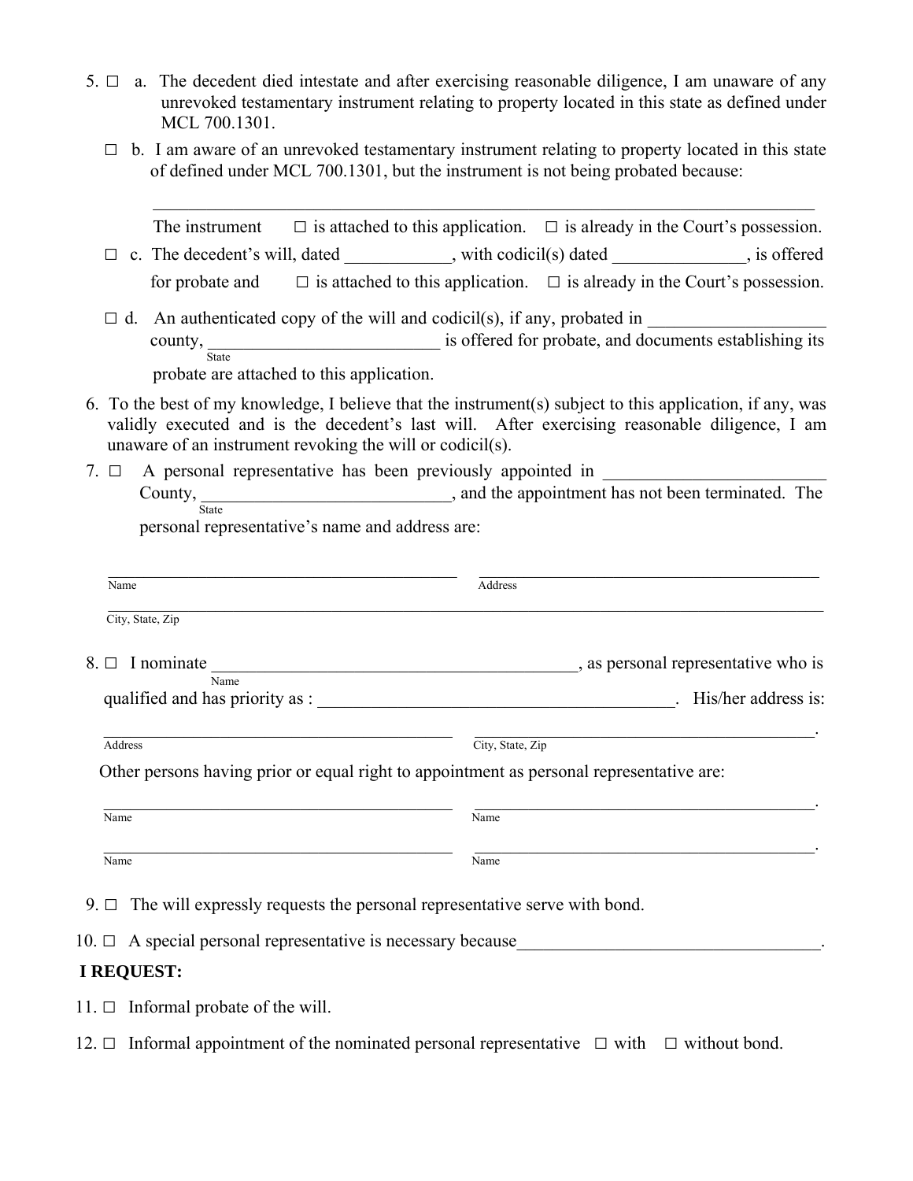5. ☐ a. The decedent died intestate and after exercising reasonable diligence, I am unaware of any unrevoked testamentary instrument relating to property located in this state as defined under MCL 700.1301.

   ☐ b. I am aware of an unrevoked testamentary instrument relating to property located in this state of defined under MCL 700.1301, but the instrument is not being probated because:

   ______________________________________________________________________

   The instrument ☐ is attached to this application. ☐ is already in the Court's possession.

   ☐ c. The decedent's will, dated ____________, with codicil(s) dated _______________, is offered for probate and ☐ is attached to this application. ☐ is already in the Court's possession.

   ☐ d. An authenticated copy of the will and codicil(s), if any, probated in ____________________ county, __________________________ (State) is offered for probate, and documents establishing its probate are attached to this application.

6. To the best of my knowledge, I believe that the instrument(s) subject to this application, if any, was validly executed and is the decedent's last will. After exercising reasonable diligence, I am unaware of an instrument revoking the will or codicil(s).

7. ☐ A personal representative has been previously appointed in _________________________ County, _____________________________ (State), and the appointment has not been terminated. The personal representative's name and address are:

   _____________________________________________ Name
   _____________________________________________ Address
   _____________________________________________ City, State, Zip

8. ☐ I nominate __________________________________________ (Name), as personal representative who is qualified and has priority as : _________________________________________. His/her address is:

   _____________________________________________ Address
   _____________________________________________ City, State, Zip.

   Other persons having prior or equal right to appointment as personal representative are:

   _____________________________________________ Name
   _____________________________________________ Name.
   _____________________________________________ Name
   _____________________________________________ Name.

9. ☐ The will expressly requests the personal representative serve with bond.

10. ☐ A special personal representative is necessary because____________________________________.

**I REQUEST:**

11. ☐ Informal probate of the will.

12. ☐ Informal appointment of the nominated personal representative ☐ with ☐ without bond.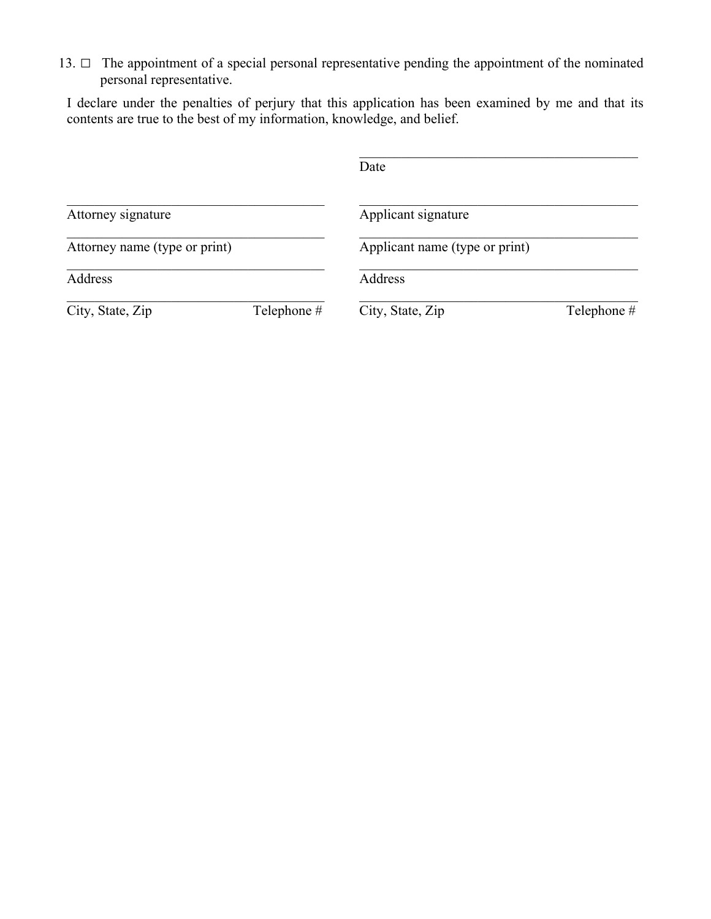13. ☐ The appointment of a special personal representative pending the appointment of the nominated personal representative.

I declare under the penalties of perjury that this application has been examined by me and that its contents are true to the best of my information, knowledge, and belief.

\_\_\_\_\_\_\_\_\_\_\_\_\_\_\_\_\_\_\_\_\_\_\_\_\_\_\_\_\_\_\_\_\_\_\_\_\_\_\_\_
Date

| | |
|---|---|
| Attorney signature | Applicant signature |
| Attorney name (type or print) | Applicant name (type or print) |
| Address | Address |
| City, State, Zip Telephone # | City, State, Zip Telephone # |